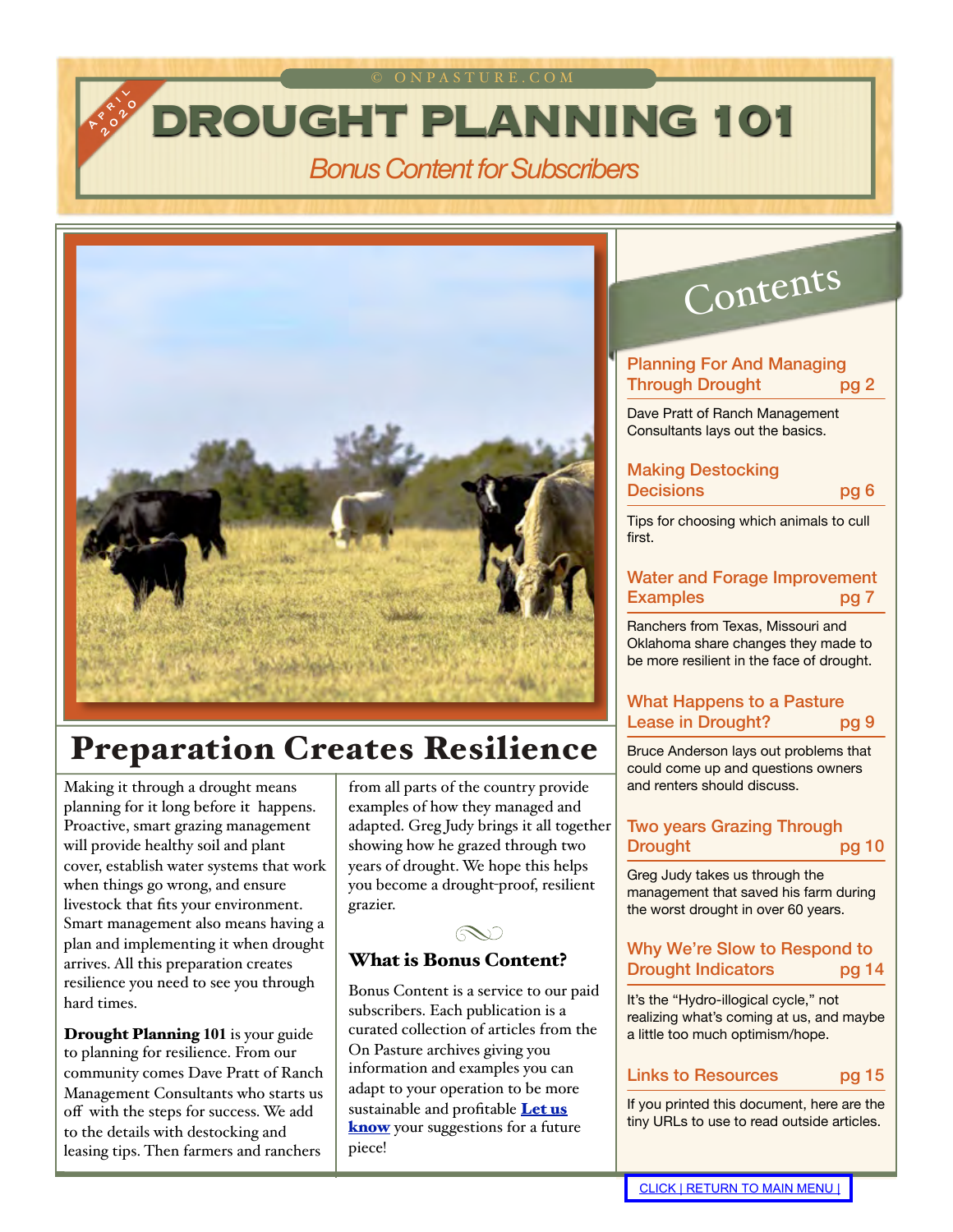© ONPASTURE.COM

APRIL 2020

# DROUGHT PLANNING 101

*Bonus Content for Subscribers*

## Preparation Creates Resilience

Making it through a drought means planning for it long before it happens. Proactive, smart grazing management will provide healthy soil and plant cover, establish water systems that work when things go wrong, and ensure livestock that fits your environment. Smart management also means having a plan and implementing it when drought arrives. All this preparation creates resilience you need to see you through hard times.

**Drought Planning 101** is your guide to planning for resilience. From our community comes Dave Pratt of Ranch Management Consultants who starts us off with the steps for success. We add to the details with destocking and leasing tips. Then farmers and ranchers from all parts of the country provide examples of how they managed and adapted. Greg Judy brings it all together showing how he grazed through two years of drought. We hope this helps you become a drought-proof, resilient grazier.

### What is Bonus Content?

Bonus Content is a service to our paid subscribers. Each publication is a curated collection of articles from the On Pasture archives giving you information and examples you can adapt to your operation to be more sustainable and profitable **Let us know** your suggestions for a future piece!

## Contents

**Planning For And Managing Through Drought** — pg 2

Dave Pratt of Ranch Management Consultants lays out the basics.

**Making Destocking Decisions** — pg 6

Tips for choosing which animals to cull first.

**Water and Forage Improvement Examples** — pg 7

Ranchers from Texas, Missouri and Oklahoma share changes they made to be more resilient in the face of drought.

**What Happens to a Pasture Lease in Drought?** — pg 9

Bruce Anderson lays out problems that could come up and questions owners and renters should discuss.

**Two years Grazing Through Drought** — pg 10

Greg Judy takes us through the management that saved his farm during the worst drought in over 60 years.

**Why We're Slow to Respond to Drought Indicators** — pg 14

It's the "Hydro-illogical cycle," not realizing what's coming at us, and maybe a little too much optimism/hope.

**Links to Resources** — pg 15

If you printed this document, here are the tiny URLs to use to read outside articles.

CLICK | RETURN TO MAIN MENU |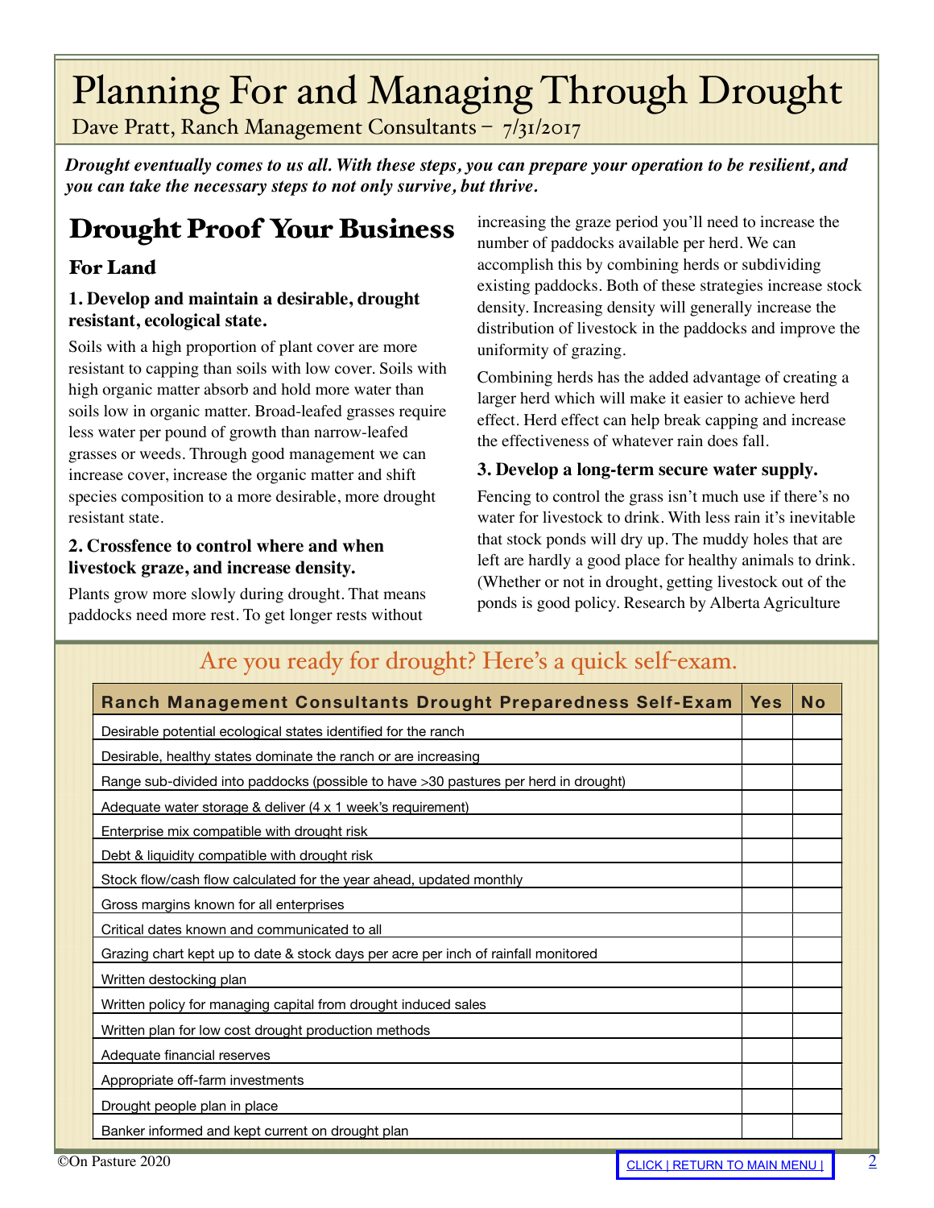# Planning For and Managing Through Drought

Dave Pratt, Ranch Management Consultants – 7/31/2017

***Drought eventually comes to us all. With these steps, you can prepare your operation to be resilient, and you can take the necessary steps to not only survive, but thrive.***

## Drought Proof Your Business

### For Land

**1. Develop and maintain a desirable, drought resistant, ecological state.**

Soils with a high proportion of plant cover are more resistant to capping than soils with low cover. Soils with high organic matter absorb and hold more water than soils low in organic matter. Broad-leafed grasses require less water per pound of growth than narrow-leafed grasses or weeds. Through good management we can increase cover, increase the organic matter and shift species composition to a more desirable, more drought resistant state.

**2. Crossfence to control where and when livestock graze, and increase density.**

Plants grow more slowly during drought. That means paddocks need more rest. To get longer rests without increasing the graze period you'll need to increase the number of paddocks available per herd. We can accomplish this by combining herds or subdividing existing paddocks. Both of these strategies increase stock density. Increasing density will generally increase the distribution of livestock in the paddocks and improve the uniformity of grazing.

Combining herds has the added advantage of creating a larger herd which will make it easier to achieve herd effect. Herd effect can help break capping and increase the effectiveness of whatever rain does fall.

**3. Develop a long-term secure water supply.**

Fencing to control the grass isn't much use if there's no water for livestock to drink. With less rain it's inevitable that stock ponds will dry up. The muddy holes that are left are hardly a good place for healthy animals to drink. (Whether or not in drought, getting livestock out of the ponds is good policy. Research by Alberta Agriculture

## Are you ready for drought? Here's a quick self-exam.

| Ranch Management Consultants Drought Preparedness Self-Exam | Yes | No |
|---|---|---|
| Desirable potential ecological states identified for the ranch | | |
| Desirable, healthy states dominate the ranch or are increasing | | |
| Range sub-divided into paddocks (possible to have >30 pastures per herd in drought) | | |
| Adequate water storage & deliver (4 x 1 week's requirement) | | |
| Enterprise mix compatible with drought risk | | |
| Debt & liquidity compatible with drought risk | | |
| Stock flow/cash flow calculated for the year ahead, updated monthly | | |
| Gross margins known for all enterprises | | |
| Critical dates known and communicated to all | | |
| Grazing chart kept up to date & stock days per acre per inch of rainfall monitored | | |
| Written destocking plan | | |
| Written policy for managing capital from drought induced sales | | |
| Written plan for low cost drought production methods | | |
| Adequate financial reserves | | |
| Appropriate off-farm investments | | |
| Drought people plan in place | | |
| Banker informed and kept current on drought plan | | |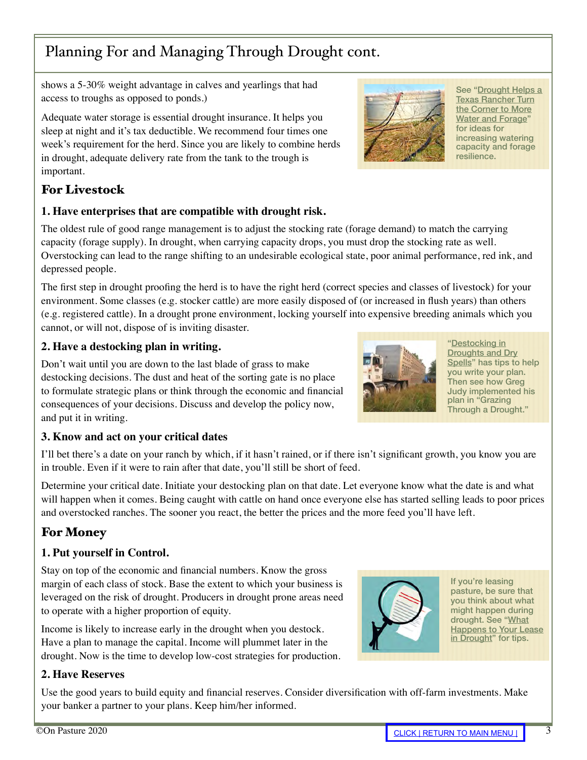## Planning For and Managing Through Drought cont.

shows a 5-30% weight advantage in calves and yearlings that had access to troughs as opposed to ponds.)

Adequate water storage is essential drought insurance. It helps you sleep at night and it's tax deductible. We recommend four times one week's requirement for the herd. Since you are likely to combine herds in drought, adequate delivery rate from the tank to the trough is important.

See "Drought Helps a Texas Rancher Turn the Corner to More Water and Forage" for ideas for increasing watering capacity and forage resilience.

### For Livestock

#### 1. Have enterprises that are compatible with drought risk.

The oldest rule of good range management is to adjust the stocking rate (forage demand) to match the carrying capacity (forage supply). In drought, when carrying capacity drops, you must drop the stocking rate as well. Overstocking can lead to the range shifting to an undesirable ecological state, poor animal performance, red ink, and depressed people.

The first step in drought proofing the herd is to have the right herd (correct species and classes of livestock) for your environment. Some classes (e.g. stocker cattle) are more easily disposed of (or increased in flush years) than others (e.g. registered cattle). In a drought prone environment, locking yourself into expensive breeding animals which you cannot, or will not, dispose of is inviting disaster.

#### 2. Have a destocking plan in writing.

Don't wait until you are down to the last blade of grass to make destocking decisions. The dust and heat of the sorting gate is no place to formulate strategic plans or think through the economic and financial consequences of your decisions. Discuss and develop the policy now, and put it in writing.

"Destocking in Droughts and Dry Spells" has tips to help you write your plan. Then see how Greg Judy implemented his plan in "Grazing Through a Drought."

#### 3. Know and act on your critical dates

I'll bet there's a date on your ranch by which, if it hasn't rained, or if there isn't significant growth, you know you are in trouble. Even if it were to rain after that date, you'll still be short of feed.

Determine your critical date. Initiate your destocking plan on that date. Let everyone know what the date is and what will happen when it comes. Being caught with cattle on hand once everyone else has started selling leads to poor prices and overstocked ranches. The sooner you react, the better the prices and the more feed you'll have left.

### For Money

#### 1. Put yourself in Control.

Stay on top of the economic and financial numbers. Know the gross margin of each class of stock. Base the extent to which your business is leveraged on the risk of drought. Producers in drought prone areas need to operate with a higher proportion of equity.

Income is likely to increase early in the drought when you destock. Have a plan to manage the capital. Income will plummet later in the drought. Now is the time to develop low-cost strategies for production.

If you're leasing pasture, be sure that you think about what might happen during drought. See "What Happens to Your Lease in Drought" for tips.

#### 2. Have Reserves

Use the good years to build equity and financial reserves. Consider diversification with off-farm investments. Make your banker a partner to your plans. Keep him/her informed.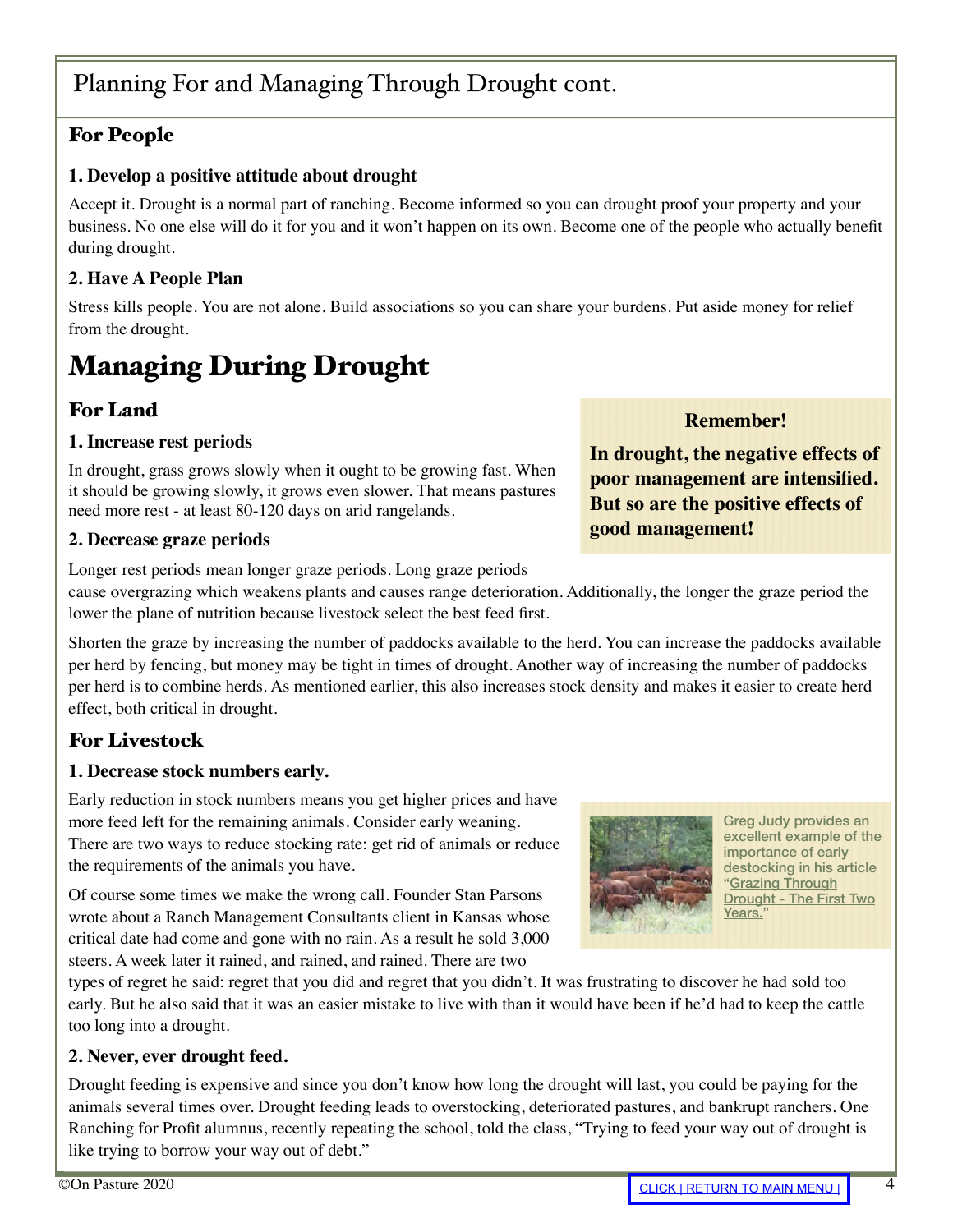# Planning For and Managing Through Drought cont.

## For People

### 1. Develop a positive attitude about drought

Accept it. Drought is a normal part of ranching. Become informed so you can drought proof your property and your business. No one else will do it for you and it won't happen on its own. Become one of the people who actually benefit during drought.

### 2. Have A People Plan

Stress kills people. You are not alone. Build associations so you can share your burdens. Put aside money for relief from the drought.

# Managing During Drought

## For Land

### 1. Increase rest periods

In drought, grass grows slowly when it ought to be growing fast. When it should be growing slowly, it grows even slower. That means pastures need more rest - at least 80-120 days on arid rangelands.

### 2. Decrease graze periods

Longer rest periods mean longer graze periods. Long graze periods cause overgrazing which weakens plants and causes range deterioration. Additionally, the longer the graze period the lower the plane of nutrition because livestock select the best feed first.

Shorten the graze by increasing the number of paddocks available to the herd. You can increase the paddocks available per herd by fencing, but money may be tight in times of drought. Another way of increasing the number of paddocks per herd is to combine herds. As mentioned earlier, this also increases stock density and makes it easier to create herd effect, both critical in drought.

**Remember!**

**In drought, the negative effects of poor management are intensified. But so are the positive effects of good management!**

## For Livestock

### 1. Decrease stock numbers early.

Early reduction in stock numbers means you get higher prices and have more feed left for the remaining animals. Consider early weaning. There are two ways to reduce stocking rate: get rid of animals or reduce the requirements of the animals you have.

Of course some times we make the wrong call. Founder Stan Parsons wrote about a Ranch Management Consultants client in Kansas whose critical date had come and gone with no rain. As a result he sold 3,000 steers. A week later it rained, and rained, and rained. There are two types of regret he said: regret that you did and regret that you didn't. It was frustrating to discover he had sold too early. But he also said that it was an easier mistake to live with than it would have been if he'd had to keep the cattle too long into a drought.

Greg Judy provides an excellent example of the importance of early destocking in his article "Grazing Through Drought - The First Two Years."

### 2. Never, ever drought feed.

Drought feeding is expensive and since you don't know how long the drought will last, you could be paying for the animals several times over. Drought feeding leads to overstocking, deteriorated pastures, and bankrupt ranchers. One Ranching for Profit alumnus, recently repeating the school, told the class, "Trying to feed your way out of drought is like trying to borrow your way out of debt."

©On Pasture 2020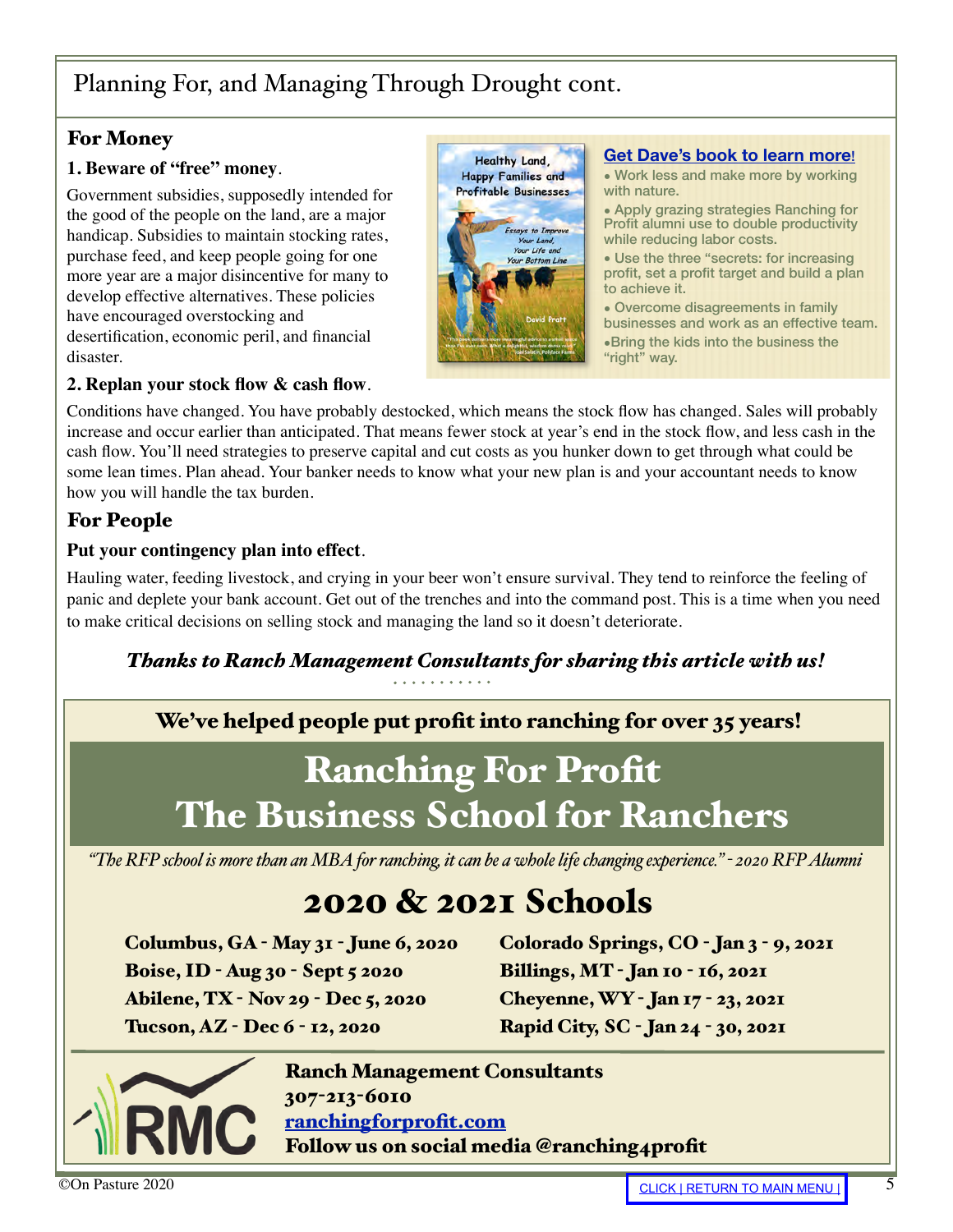# Planning For, and Managing Through Drought cont.

## For Money

**1. Beware of "free" money**.

Government subsidies, supposedly intended for the good of the people on the land, are a major handicap. Subsidies to maintain stocking rates, purchase feed, and keep people going for one more year are a major disincentive for many to develop effective alternatives. These policies have encouraged overstocking and desertification, economic peril, and financial disaster.

**2. Replan your stock flow & cash flow**.

Conditions have changed. You have probably destocked, which means the stock flow has changed. Sales will probably increase and occur earlier than anticipated. That means fewer stock at year's end in the stock flow, and less cash in the cash flow. You'll need strategies to preserve capital and cut costs as you hunker down to get through what could be some lean times. Plan ahead. Your banker needs to know what your new plan is and your accountant needs to know how you will handle the tax burden.

**Get Dave's book to learn more!**

- Work less and make more by working with nature.
- Apply grazing strategies Ranching for Profit alumni use to double productivity while reducing labor costs.
- Use the three "secrets: for increasing profit, set a profit target and build a plan to achieve it.
- Overcome disagreements in family businesses and work as an effective team.
- Bring the kids into the business the "right" way.

## For People

**Put your contingency plan into effect**.

Hauling water, feeding livestock, and crying in your beer won't ensure survival. They tend to reinforce the feeling of panic and deplete your bank account. Get out of the trenches and into the command post. This is a time when you need to make critical decisions on selling stock and managing the land so it doesn't deteriorate.

***Thanks to Ranch Management Consultants for sharing this article with us!***

**We've helped people put profit into ranching for over 35 years!**

# Ranching For Profit
# The Business School for Ranchers

*"The RFP school is more than an MBA for ranching, it can be a whole life changing experience." - 2020 RFP Alumni*

## 2020 & 2021 Schools

**Columbus, GA - May 31 - June 6, 2020**
**Boise, ID - Aug 30 - Sept 5 2020**
**Abilene, TX - Nov 29 - Dec 5, 2020**
**Tucson, AZ - Dec 6 - 12, 2020**
**Colorado Springs, CO - Jan 3 - 9, 2021**
**Billings, MT - Jan 10 - 16, 2021**
**Cheyenne, WY - Jan 17 - 23, 2021**
**Rapid City, SC - Jan 24 - 30, 2021**

**Ranch Management Consultants**
**307-213-6010**
**ranchingforprofit.com**
**Follow us on social media @ranching4profit**

©On Pasture 2020

CLICK | RETURN TO MAIN MENU |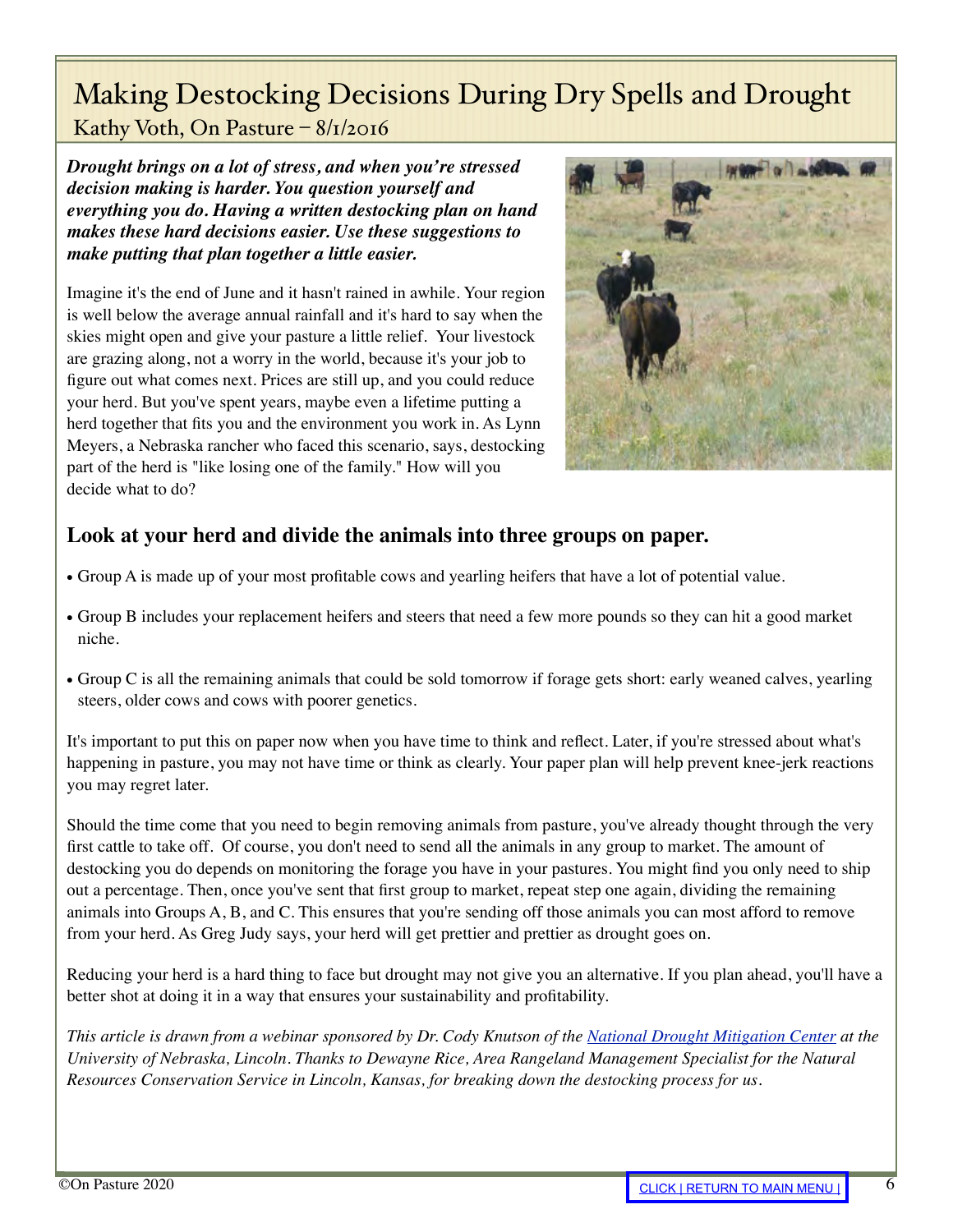# Making Destocking Decisions During Dry Spells and Drought

Kathy Voth, On Pasture – 8/1/2016

***Drought brings on a lot of stress, and when you're stressed decision making is harder. You question yourself and everything you do. Having a written destocking plan on hand makes these hard decisions easier. Use these suggestions to make putting that plan together a little easier.***

Imagine it's the end of June and it hasn't rained in awhile. Your region is well below the average annual rainfall and it's hard to say when the skies might open and give your pasture a little relief. Your livestock are grazing along, not a worry in the world, because it's your job to figure out what comes next. Prices are still up, and you could reduce your herd. But you've spent years, maybe even a lifetime putting a herd together that fits you and the environment you work in. As Lynn Meyers, a Nebraska rancher who faced this scenario, says, destocking part of the herd is "like losing one of the family." How will you decide what to do?

## Look at your herd and divide the animals into three groups on paper.

- Group A is made up of your most profitable cows and yearling heifers that have a lot of potential value.
- Group B includes your replacement heifers and steers that need a few more pounds so they can hit a good market niche.
- Group C is all the remaining animals that could be sold tomorrow if forage gets short: early weaned calves, yearling steers, older cows and cows with poorer genetics.

It's important to put this on paper now when you have time to think and reflect. Later, if you're stressed about what's happening in pasture, you may not have time or think as clearly. Your paper plan will help prevent knee-jerk reactions you may regret later.

Should the time come that you need to begin removing animals from pasture, you've already thought through the very first cattle to take off. Of course, you don't need to send all the animals in any group to market. The amount of destocking you do depends on monitoring the forage you have in your pastures. You might find you only need to ship out a percentage. Then, once you've sent that first group to market, repeat step one again, dividing the remaining animals into Groups A, B, and C. This ensures that you're sending off those animals you can most afford to remove from your herd. As Greg Judy says, your herd will get prettier and prettier as drought goes on.

Reducing your herd is a hard thing to face but drought may not give you an alternative. If you plan ahead, you'll have a better shot at doing it in a way that ensures your sustainability and profitability.

*This article is drawn from a webinar sponsored by Dr. Cody Knutson of the [National Drought Mitigation Center](National Drought Mitigation Center) at the University of Nebraska, Lincoln. Thanks to Dewayne Rice, Area Rangeland Management Specialist for the Natural Resources Conservation Service in Lincoln, Kansas, for breaking down the destocking process for us.*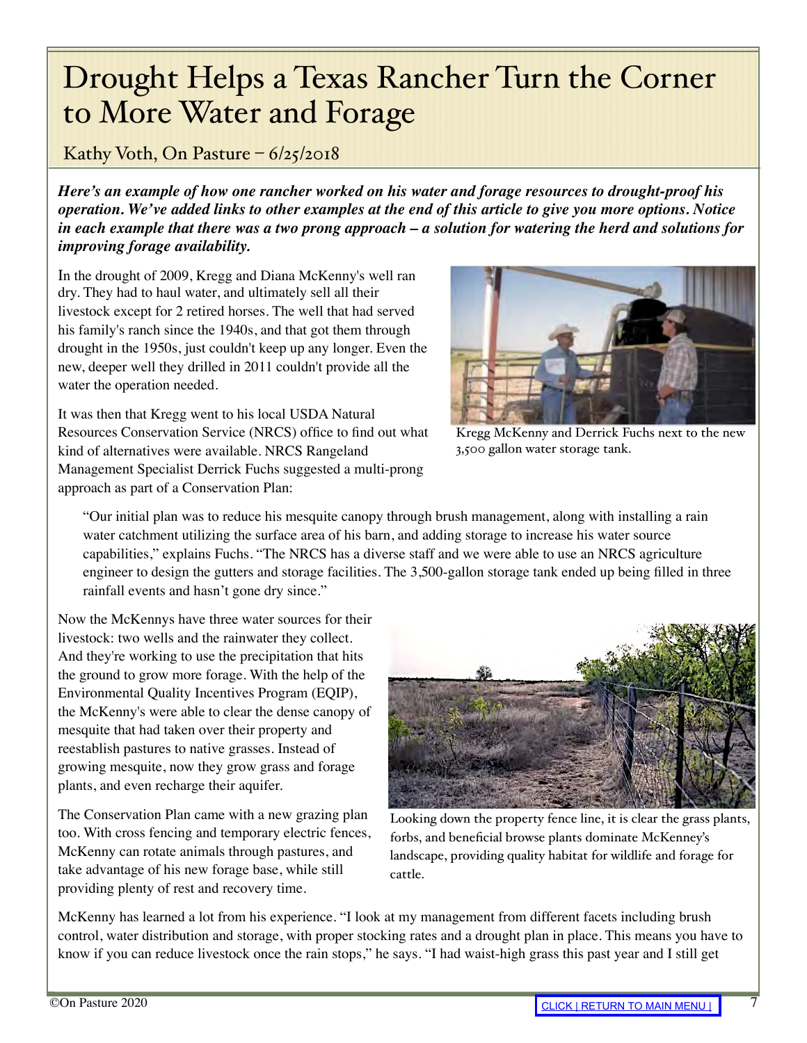# Drought Helps a Texas Rancher Turn the Corner to More Water and Forage

Kathy Voth, On Pasture – 6/25/2018

***Here's an example of how one rancher worked on his water and forage resources to drought-proof his operation. We've added links to other examples at the end of this article to give you more options. Notice in each example that there was a two prong approach – a solution for watering the herd and solutions for improving forage availability.***

In the drought of 2009, Kregg and Diana McKenny's well ran dry. They had to haul water, and ultimately sell all their livestock except for 2 retired horses. The well that had served his family's ranch since the 1940s, and that got them through drought in the 1950s, just couldn't keep up any longer. Even the new, deeper well they drilled in 2011 couldn't provide all the water the operation needed.

Kregg McKenny and Derrick Fuchs next to the new 3,500 gallon water storage tank.

It was then that Kregg went to his local USDA Natural Resources Conservation Service (NRCS) office to find out what kind of alternatives were available. NRCS Rangeland Management Specialist Derrick Fuchs suggested a multi-prong approach as part of a Conservation Plan:

> "Our initial plan was to reduce his mesquite canopy through brush management, along with installing a rain water catchment utilizing the surface area of his barn, and adding storage to increase his water source capabilities," explains Fuchs. "The NRCS has a diverse staff and we were able to use an NRCS agriculture engineer to design the gutters and storage facilities. The 3,500-gallon storage tank ended up being filled in three rainfall events and hasn't gone dry since."

Now the McKennys have three water sources for their livestock: two wells and the rainwater they collect. And they're working to use the precipitation that hits the ground to grow more forage. With the help of the Environmental Quality Incentives Program (EQIP), the McKenny's were able to clear the dense canopy of mesquite that had taken over their property and reestablish pastures to native grasses. Instead of growing mesquite, now they grow grass and forage plants, and even recharge their aquifer.

Looking down the property fence line, it is clear the grass plants, forbs, and beneficial browse plants dominate McKenney's landscape, providing quality habitat for wildlife and forage for cattle.

The Conservation Plan came with a new grazing plan too. With cross fencing and temporary electric fences, McKenny can rotate animals through pastures, and take advantage of his new forage base, while still providing plenty of rest and recovery time.

McKenny has learned a lot from his experience. "I look at my management from different facets including brush control, water distribution and storage, with proper stocking rates and a drought plan in place. This means you have to know if you can reduce livestock once the rain stops," he says. "I had waist-high grass this past year and I still get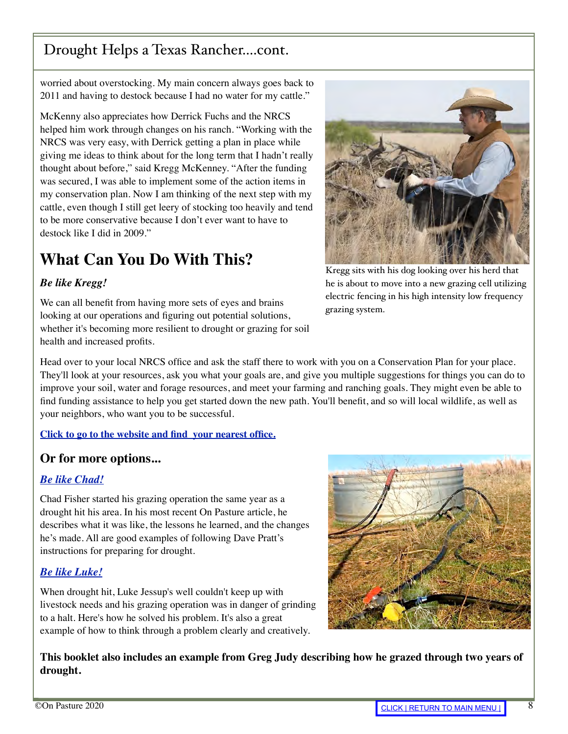## Drought Helps a Texas Rancher....cont.

worried about overstocking. My main concern always goes back to 2011 and having to destock because I had no water for my cattle."

McKenny also appreciates how Derrick Fuchs and the NRCS helped him work through changes on his ranch. "Working with the NRCS was very easy, with Derrick getting a plan in place while giving me ideas to think about for the long term that I hadn't really thought about before," said Kregg McKenney. "After the funding was secured, I was able to implement some of the action items in my conservation plan. Now I am thinking of the next step with my cattle, even though I still get leery of stocking too heavily and tend to be more conservative because I don't ever want to have to destock like I did in 2009."

Kregg sits with his dog looking over his herd that he is about to move into a new grazing cell utilizing electric fencing in his high intensity low frequency grazing system.

# What Can You Do With This?

***Be like Kregg!***

We can all benefit from having more sets of eyes and brains looking at our operations and figuring out potential solutions, whether it's becoming more resilient to drought or grazing for soil health and increased profits.

Head over to your local NRCS office and ask the staff there to work with you on a Conservation Plan for your place. They'll look at your resources, ask you what your goals are, and give you multiple suggestions for things you can do to improve your soil, water and forage resources, and meet your farming and ranching goals. They might even be able to find funding assistance to help you get started down the new path. You'll benefit, and so will local wildlife, as well as your neighbors, who want you to be successful.

**Click to go to the website and find your nearest office.**

## Or for more options...

***Be like Chad!***

Chad Fisher started his grazing operation the same year as a drought hit his area. In his most recent On Pasture article, he describes what it was like, the lessons he learned, and the changes he's made. All are good examples of following Dave Pratt's instructions for preparing for drought.

***Be like Luke!***

When drought hit, Luke Jessup's well couldn't keep up with livestock needs and his grazing operation was in danger of grinding to a halt. Here's how he solved his problem. It's also a great example of how to think through a problem clearly and creatively.

**This booklet also includes an example from Greg Judy describing how he grazed through two years of drought.**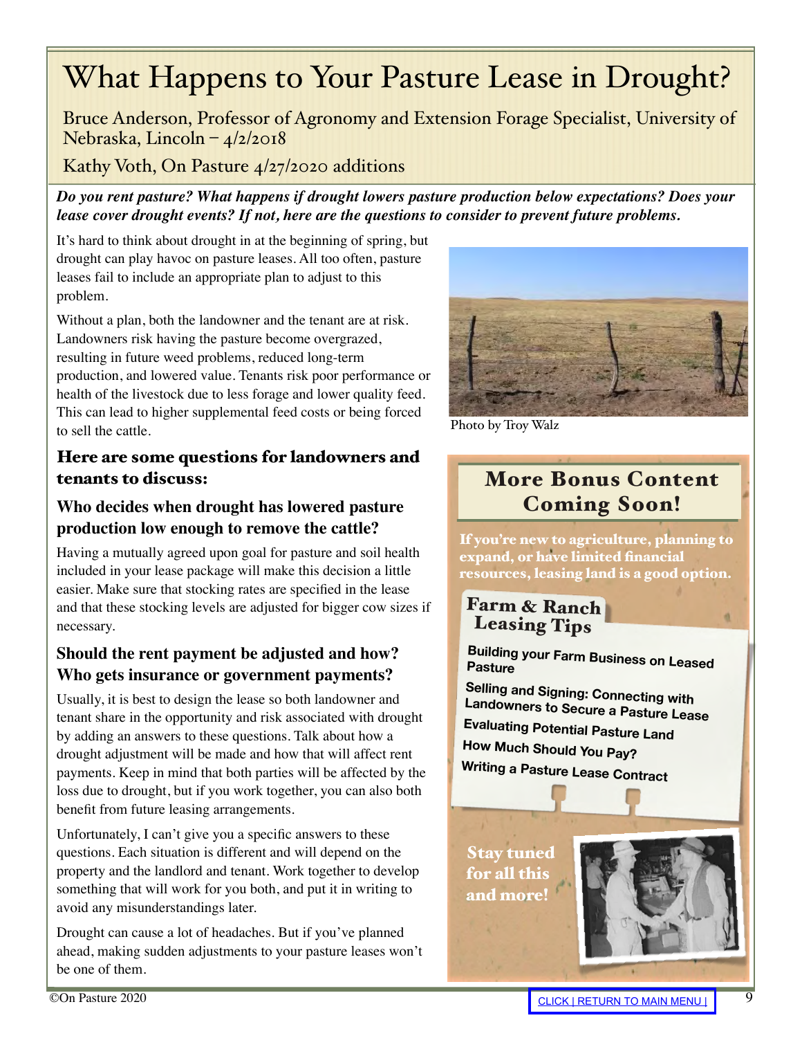# What Happens to Your Pasture Lease in Drought?

Bruce Anderson, Professor of Agronomy and Extension Forage Specialist, University of Nebraska, Lincoln – 4/2/2018

Kathy Voth, On Pasture 4/27/2020 additions

***Do you rent pasture? What happens if drought lowers pasture production below expectations? Does your lease cover drought events? If not, here are the questions to consider to prevent future problems.***

It's hard to think about drought in at the beginning of spring, but drought can play havoc on pasture leases. All too often, pasture leases fail to include an appropriate plan to adjust to this problem.

Without a plan, both the landowner and the tenant are at risk. Landowners risk having the pasture become overgrazed, resulting in future weed problems, reduced long-term production, and lowered value. Tenants risk poor performance or health of the livestock due to less forage and lower quality feed. This can lead to higher supplemental feed costs or being forced to sell the cattle.

Photo by Troy Walz

## Here are some questions for landowners and tenants to discuss:

### Who decides when drought has lowered pasture production low enough to remove the cattle?

Having a mutually agreed upon goal for pasture and soil health included in your lease package will make this decision a little easier. Make sure that stocking rates are specified in the lease and that these stocking levels are adjusted for bigger cow sizes if necessary.

### Should the rent payment be adjusted and how? Who gets insurance or government payments?

Usually, it is best to design the lease so both landowner and tenant share in the opportunity and risk associated with drought by adding an answers to these questions. Talk about how a drought adjustment will be made and how that will affect rent payments. Keep in mind that both parties will be affected by the loss due to drought, but if you work together, you can also both benefit from future leasing arrangements.

Unfortunately, I can't give you a specific answers to these questions. Each situation is different and will depend on the property and the landlord and tenant. Work together to develop something that will work for you both, and put it in writing to avoid any misunderstandings later.

Drought can cause a lot of headaches. But if you've planned ahead, making sudden adjustments to your pasture leases won't be one of them.

## More Bonus Content Coming Soon!

**If you're new to agriculture, planning to expand, or have limited financial resources, leasing land is a good option.**

**Farm & Ranch Leasing Tips**

- Building your Farm Business on Leased Pasture
- Selling and Signing: Connecting with Landowners to Secure a Pasture Lease
- Evaluating Potential Pasture Land
- How Much Should You Pay?
- Writing a Pasture Lease Contract

**Stay tuned for all this and more!**

©On Pasture 2020

CLICK | RETURN TO MAIN MENU |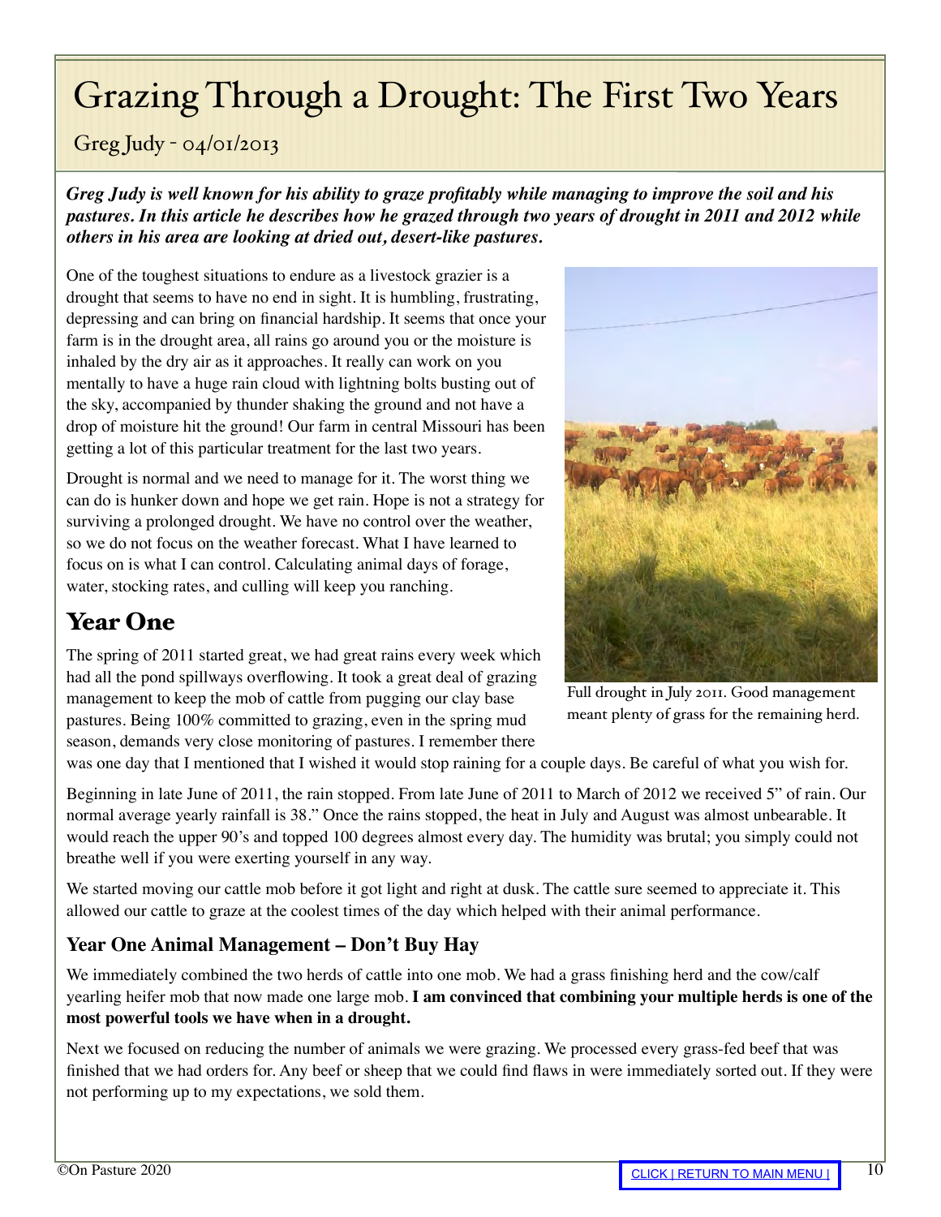# Grazing Through a Drought: The First Two Years

Greg Judy - 04/01/2013

***Greg Judy is well known for his ability to graze profitably while managing to improve the soil and his pastures. In this article he describes how he grazed through two years of drought in 2011 and 2012 while others in his area are looking at dried out, desert-like pastures.***

One of the toughest situations to endure as a livestock grazier is a drought that seems to have no end in sight. It is humbling, frustrating, depressing and can bring on financial hardship. It seems that once your farm is in the drought area, all rains go around you or the moisture is inhaled by the dry air as it approaches. It really can work on you mentally to have a huge rain cloud with lightning bolts busting out of the sky, accompanied by thunder shaking the ground and not have a drop of moisture hit the ground! Our farm in central Missouri has been getting a lot of this particular treatment for the last two years.

Drought is normal and we need to manage for it. The worst thing we can do is hunker down and hope we get rain. Hope is not a strategy for surviving a prolonged drought. We have no control over the weather, so we do not focus on the weather forecast. What I have learned to focus on is what I can control. Calculating animal days of forage, water, stocking rates, and culling will keep you ranching.

Full drought in July 2011. Good management meant plenty of grass for the remaining herd.

## Year One

The spring of 2011 started great, we had great rains every week which had all the pond spillways overflowing. It took a great deal of grazing management to keep the mob of cattle from pugging our clay base pastures. Being 100% committed to grazing, even in the spring mud season, demands very close monitoring of pastures. I remember there was one day that I mentioned that I wished it would stop raining for a couple days. Be careful of what you wish for.

Beginning in late June of 2011, the rain stopped. From late June of 2011 to March of 2012 we received 5" of rain. Our normal average yearly rainfall is 38." Once the rains stopped, the heat in July and August was almost unbearable. It would reach the upper 90's and topped 100 degrees almost every day. The humidity was brutal; you simply could not breathe well if you were exerting yourself in any way.

We started moving our cattle mob before it got light and right at dusk. The cattle sure seemed to appreciate it. This allowed our cattle to graze at the coolest times of the day which helped with their animal performance.

### Year One Animal Management – Don't Buy Hay

We immediately combined the two herds of cattle into one mob. We had a grass finishing herd and the cow/calf yearling heifer mob that now made one large mob. **I am convinced that combining your multiple herds is one of the most powerful tools we have when in a drought.**

Next we focused on reducing the number of animals we were grazing. We processed every grass-fed beef that was finished that we had orders for. Any beef or sheep that we could find flaws in were immediately sorted out. If they were not performing up to my expectations, we sold them.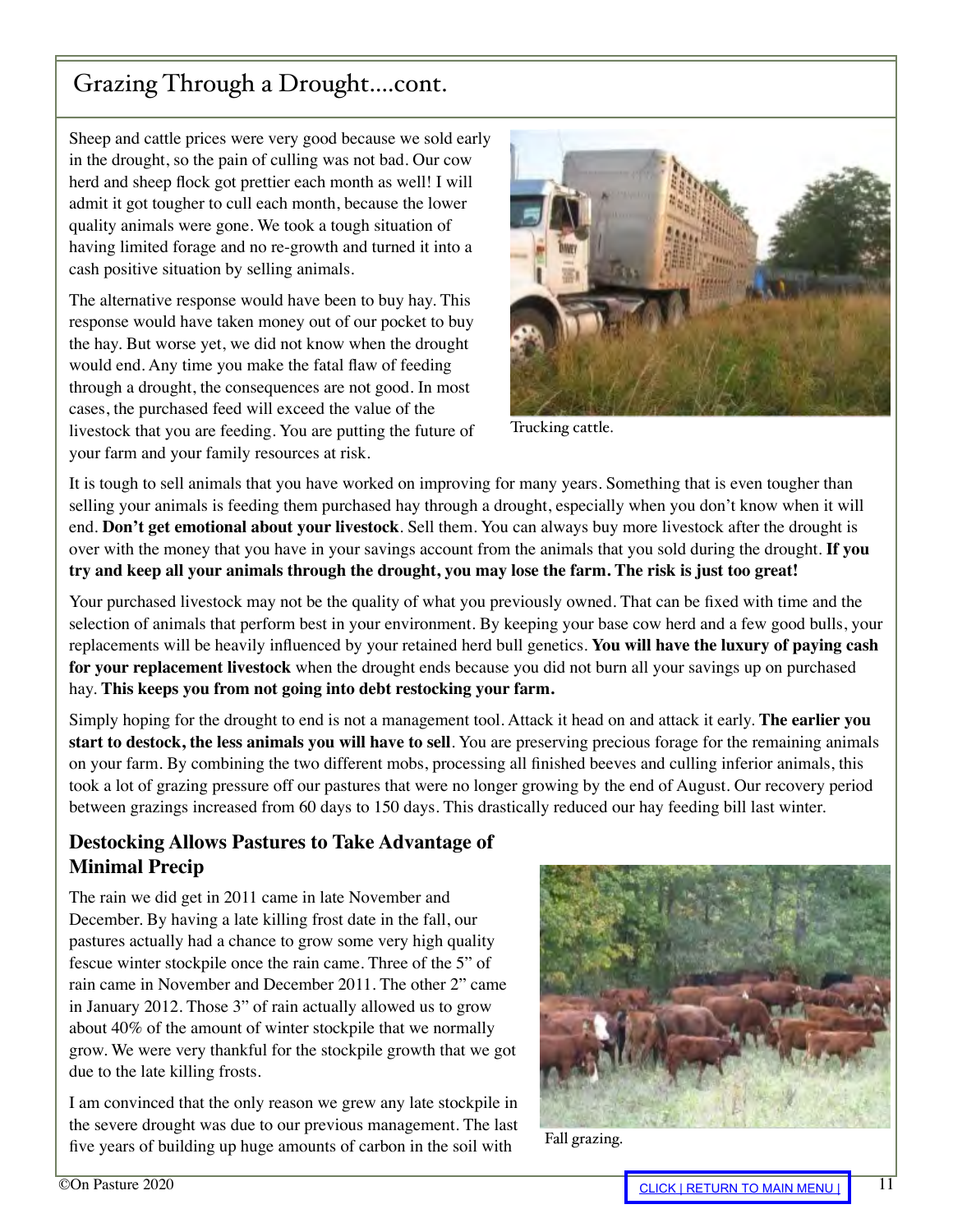## Grazing Through a Drought....cont.

Sheep and cattle prices were very good because we sold early in the drought, so the pain of culling was not bad. Our cow herd and sheep flock got prettier each month as well! I will admit it got tougher to cull each month, because the lower quality animals were gone. We took a tough situation of having limited forage and no re-growth and turned it into a cash positive situation by selling animals.

The alternative response would have been to buy hay. This response would have taken money out of our pocket to buy the hay. But worse yet, we did not know when the drought would end. Any time you make the fatal flaw of feeding through a drought, the consequences are not good. In most cases, the purchased feed will exceed the value of the livestock that you are feeding. You are putting the future of your farm and your family resources at risk.

Trucking cattle.

It is tough to sell animals that you have worked on improving for many years. Something that is even tougher than selling your animals is feeding them purchased hay through a drought, especially when you don't know when it will end. **Don't get emotional about your livestock**. Sell them. You can always buy more livestock after the drought is over with the money that you have in your savings account from the animals that you sold during the drought. **If you try and keep all your animals through the drought, you may lose the farm. The risk is just too great!**

Your purchased livestock may not be the quality of what you previously owned. That can be fixed with time and the selection of animals that perform best in your environment. By keeping your base cow herd and a few good bulls, your replacements will be heavily influenced by your retained herd bull genetics. **You will have the luxury of paying cash for your replacement livestock** when the drought ends because you did not burn all your savings up on purchased hay. **This keeps you from not going into debt restocking your farm.**

Simply hoping for the drought to end is not a management tool. Attack it head on and attack it early. **The earlier you start to destock, the less animals you will have to sell**. You are preserving precious forage for the remaining animals on your farm. By combining the two different mobs, processing all finished beeves and culling inferior animals, this took a lot of grazing pressure off our pastures that were no longer growing by the end of August. Our recovery period between grazings increased from 60 days to 150 days. This drastically reduced our hay feeding bill last winter.

### Destocking Allows Pastures to Take Advantage of Minimal Precip

The rain we did get in 2011 came in late November and December. By having a late killing frost date in the fall, our pastures actually had a chance to grow some very high quality fescue winter stockpile once the rain came. Three of the 5" of rain came in November and December 2011. The other 2" came in January 2012. Those 3" of rain actually allowed us to grow about 40% of the amount of winter stockpile that we normally grow. We were very thankful for the stockpile growth that we got due to the late killing frosts.

Fall grazing.

I am convinced that the only reason we grew any late stockpile in the severe drought was due to our previous management. The last five years of building up huge amounts of carbon in the soil with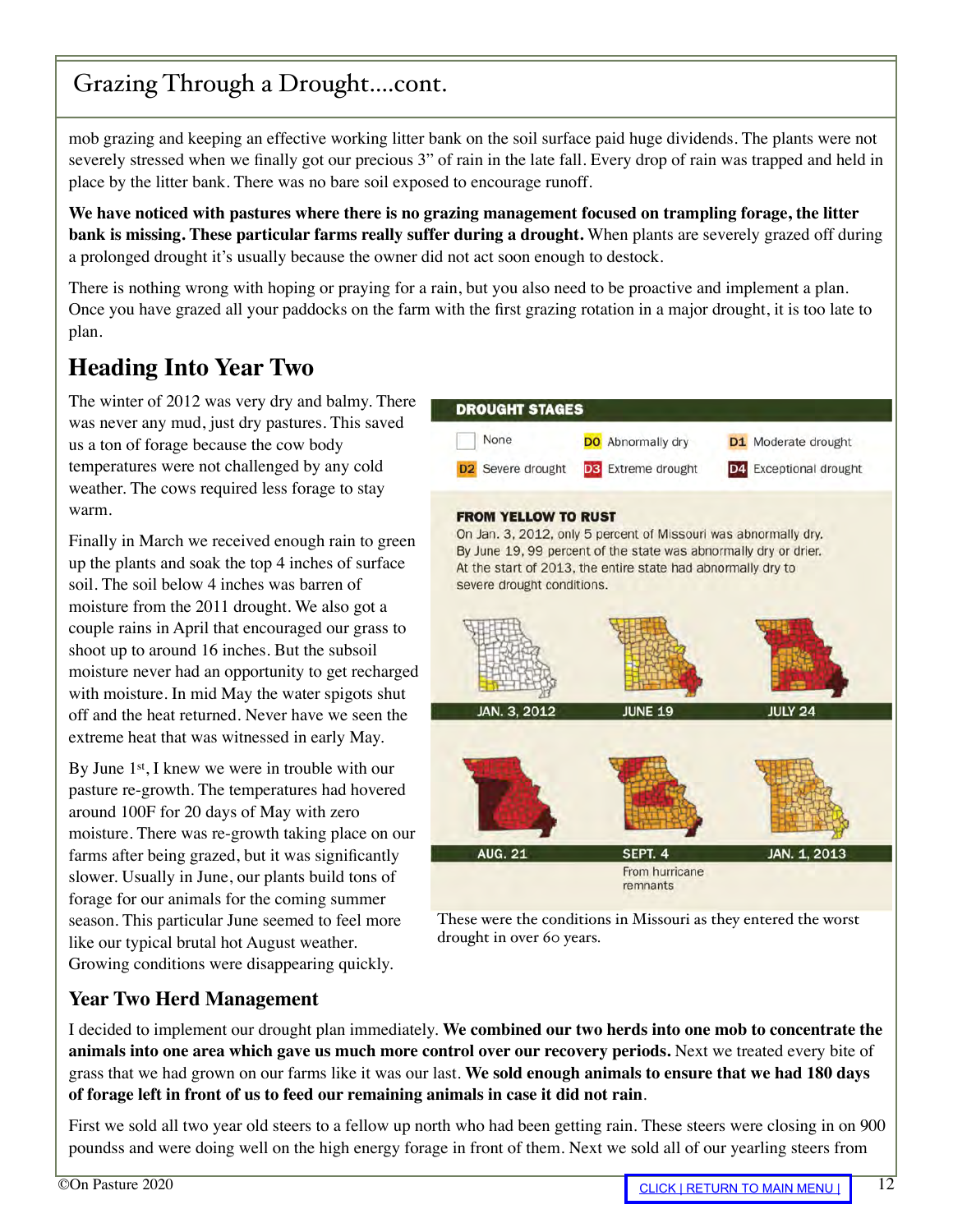## Grazing Through a Drought....cont.

mob grazing and keeping an effective working litter bank on the soil surface paid huge dividends. The plants were not severely stressed when we finally got our precious 3" of rain in the late fall. Every drop of rain was trapped and held in place by the litter bank. There was no bare soil exposed to encourage runoff.

**We have noticed with pastures where there is no grazing management focused on trampling forage, the litter bank is missing. These particular farms really suffer during a drought.** When plants are severely grazed off during a prolonged drought it's usually because the owner did not act soon enough to destock.

There is nothing wrong with hoping or praying for a rain, but you also need to be proactive and implement a plan. Once you have grazed all your paddocks on the farm with the first grazing rotation in a major drought, it is too late to plan.

## Heading Into Year Two

The winter of 2012 was very dry and balmy. There was never any mud, just dry pastures. This saved us a ton of forage because the cow body temperatures were not challenged by any cold weather. The cows required less forage to stay warm.

Finally in March we received enough rain to green up the plants and soak the top 4 inches of surface soil. The soil below 4 inches was barren of moisture from the 2011 drought. We also got a couple rains in April that encouraged our grass to shoot up to around 16 inches. But the subsoil moisture never had an opportunity to get recharged with moisture. In mid May the water spigots shut off and the heat returned. Never have we seen the extreme heat that was witnessed in early May.

By June 1st, I knew we were in trouble with our pasture re-growth. The temperatures had hovered around 100F for 20 days of May with zero moisture. There was re-growth taking place on our farms after being grazed, but it was significantly slower. Usually in June, our plants build tons of forage for our animals for the coming summer season. This particular June seemed to feel more like our typical brutal hot August weather. Growing conditions were disappearing quickly.

**DROUGHT STAGES**

None · D0 Abnormally dry · D1 Moderate drought · D2 Severe drought · D3 Extreme drought · D4 Exceptional drought

**FROM YELLOW TO RUST**

On Jan. 3, 2012, only 5 percent of Missouri was abnormally dry. By June 19, 99 percent of the state was abnormally dry or drier. At the start of 2013, the entire state had abnormally dry to severe drought conditions.

JAN. 3, 2012 · JUNE 19 · JULY 24 · AUG. 21 · SEPT. 4 (From hurricane remnants) · JAN. 1, 2013

These were the conditions in Missouri as they entered the worst drought in over 60 years.

### Year Two Herd Management

I decided to implement our drought plan immediately. **We combined our two herds into one mob to concentrate the animals into one area which gave us much more control over our recovery periods.** Next we treated every bite of grass that we had grown on our farms like it was our last. **We sold enough animals to ensure that we had 180 days of forage left in front of us to feed our remaining animals in case it did not rain**.

First we sold all two year old steers to a fellow up north who had been getting rain. These steers were closing in on 900 poundss and were doing well on the high energy forage in front of them. Next we sold all of our yearling steers from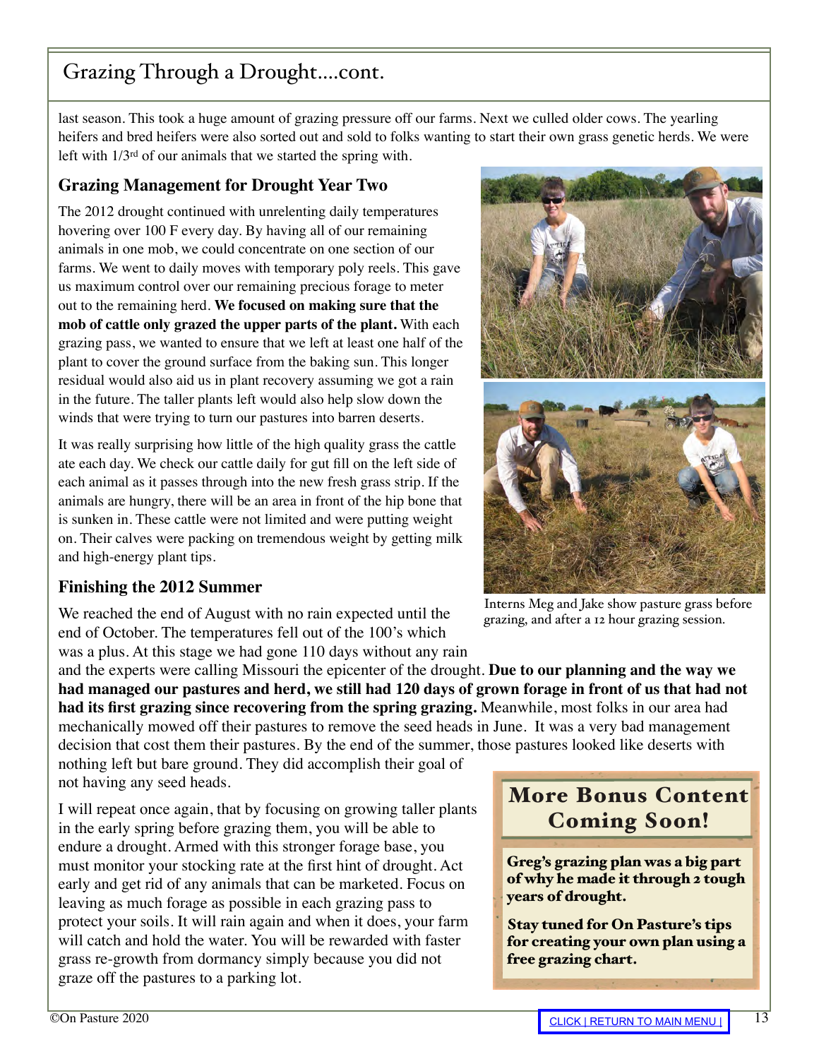# Grazing Through a Drought....cont.

last season. This took a huge amount of grazing pressure off our farms. Next we culled older cows. The yearling heifers and bred heifers were also sorted out and sold to folks wanting to start their own grass genetic herds. We were left with 1/3rd of our animals that we started the spring with.

## Grazing Management for Drought Year Two

The 2012 drought continued with unrelenting daily temperatures hovering over 100 F every day. By having all of our remaining animals in one mob, we could concentrate on one section of our farms. We went to daily moves with temporary poly reels. This gave us maximum control over our remaining precious forage to meter out to the remaining herd. **We focused on making sure that the mob of cattle only grazed the upper parts of the plant.** With each grazing pass, we wanted to ensure that we left at least one half of the plant to cover the ground surface from the baking sun. This longer residual would also aid us in plant recovery assuming we got a rain in the future. The taller plants left would also help slow down the winds that were trying to turn our pastures into barren deserts.

It was really surprising how little of the high quality grass the cattle ate each day. We check our cattle daily for gut fill on the left side of each animal as it passes through into the new fresh grass strip. If the animals are hungry, there will be an area in front of the hip bone that is sunken in. These cattle were not limited and were putting weight on. Their calves were packing on tremendous weight by getting milk and high-energy plant tips.

Interns Meg and Jake show pasture grass before grazing, and after a 12 hour grazing session.

## Finishing the 2012 Summer

We reached the end of August with no rain expected until the end of October. The temperatures fell out of the 100's which was a plus. At this stage we had gone 110 days without any rain and the experts were calling Missouri the epicenter of the drought. **Due to our planning and the way we had managed our pastures and herd, we still had 120 days of grown forage in front of us that had not had its first grazing since recovering from the spring grazing.** Meanwhile, most folks in our area had mechanically mowed off their pastures to remove the seed heads in June. It was a very bad management decision that cost them their pastures. By the end of the summer, those pastures looked like deserts with nothing left but bare ground. They did accomplish their goal of not having any seed heads.

I will repeat once again, that by focusing on growing taller plants in the early spring before grazing them, you will be able to endure a drought. Armed with this stronger forage base, you must monitor your stocking rate at the first hint of drought. Act early and get rid of any animals that can be marketed. Focus on leaving as much forage as possible in each grazing pass to protect your soils. It will rain again and when it does, your farm will catch and hold the water. You will be rewarded with faster grass re-growth from dormancy simply because you did not graze off the pastures to a parking lot.

## More Bonus Content Coming Soon!

**Greg's grazing plan was a big part of why he made it through 2 tough years of drought.**

**Stay tuned for On Pasture's tips for creating your own plan using a free grazing chart.**

©On Pasture 2020

CLICK | RETURN TO MAIN MENU |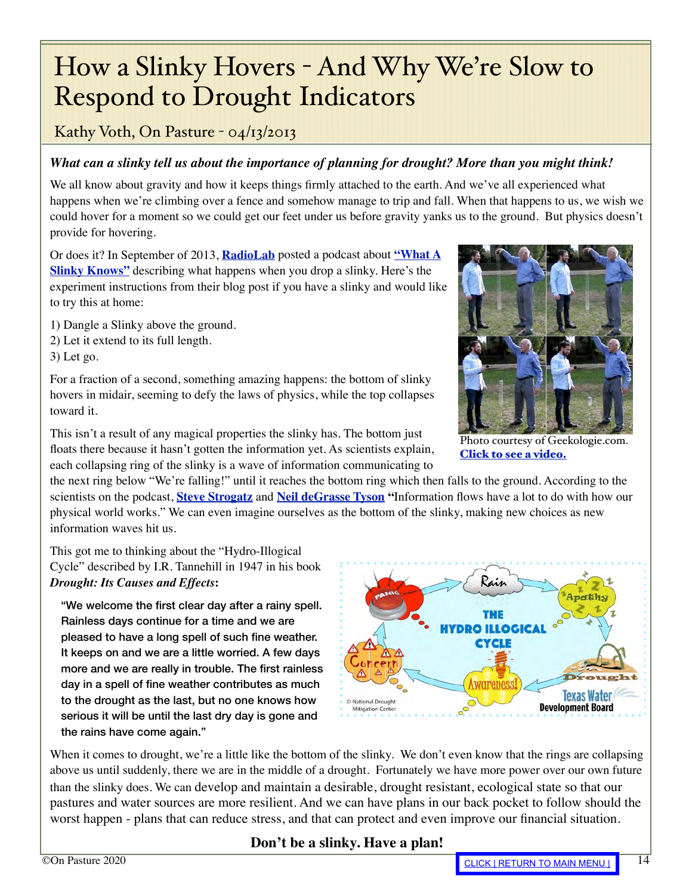# How a Slinky Hovers - And Why We're Slow to Respond to Drought Indicators

Kathy Voth, On Pasture - 04/13/2013

***What can a slinky tell us about the importance of planning for drought? More than you might think!***

We all know about gravity and how it keeps things firmly attached to the earth. And we've all experienced what happens when we're climbing over a fence and somehow manage to trip and fall. When that happens to us, we wish we could hover for a moment so we could get our feet under us before gravity yanks us to the ground. But physics doesn't provide for hovering.

Or does it? In September of 2013, **RadioLab** posted a podcast about **"What A Slinky Knows"** describing what happens when you drop a slinky. Here's the experiment instructions from their blog post if you have a slinky and would like to try this at home:

1) Dangle a Slinky above the ground.
2) Let it extend to its full length.
3) Let go.

For a fraction of a second, something amazing happens: the bottom of slinky hovers in midair, seeming to defy the laws of physics, while the top collapses toward it.

Photo courtesy of Geekologie.com. **Click to see a video.**

This isn't a result of any magical properties the slinky has. The bottom just floats there because it hasn't gotten the information yet. As scientists explain, each collapsing ring of the slinky is a wave of information communicating to the next ring below "We're falling!" until it reaches the bottom ring which then falls to the ground. According to the scientists on the podcast, **Steve Strogatz** and **Neil deGrasse Tyson** **"**Information flows have a lot to do with how our physical world works." We can even imagine ourselves as the bottom of the slinky, making new choices as new information waves hit us.

This got me to thinking about the "Hydro-Illogical Cycle" described by I.R. Tannehill in 1947 in his book ***Drought: Its Causes and Effects*****:**

> **"We welcome the first clear day after a rainy spell. Rainless days continue for a time and we are pleased to have a long spell of such fine weather. It keeps on and we are a little worried. A few days more and we are really in trouble. The first rainless day in a spell of fine weather contributes as much to the drought as the last, but no one knows how serious it will be until the last dry day is gone and the rains have come again."**

When it comes to drought, we're a little like the bottom of the slinky. We don't even know that the rings are collapsing above us until suddenly, there we are in the middle of a drought. Fortunately we have more power over our own future than the slinky does. We can develop and maintain a desirable, drought resistant, ecological state so that our pastures and water sources are more resilient. And we can have plans in our back pocket to follow should the worst happen - plans that can reduce stress, and that can protect and even improve our financial situation.

**Don't be a slinky. Have a plan!**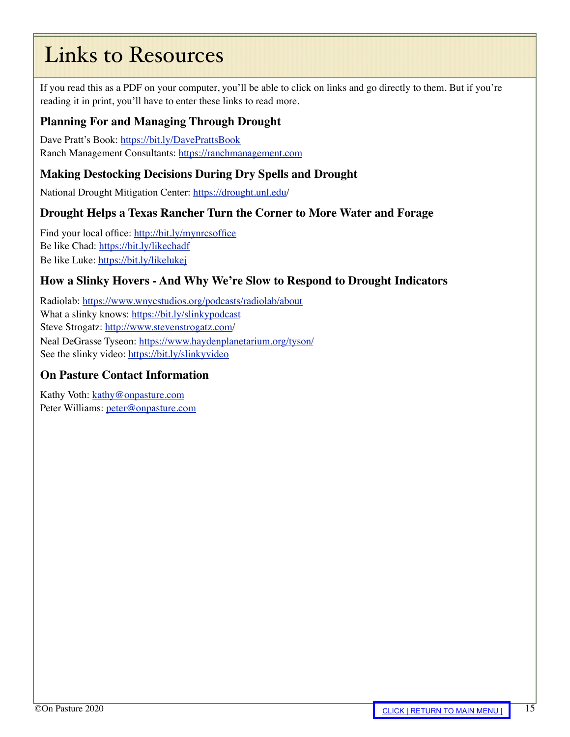# Links to Resources

If you read this as a PDF on your computer, you'll be able to click on links and go directly to them. But if you're reading it in print, you'll have to enter these links to read more.

### Planning For and Managing Through Drought

Dave Pratt's Book: https://bit.ly/DavePrattsBook
Ranch Management Consultants: https://ranchmanagement.com

### Making Destocking Decisions During Dry Spells and Drought

National Drought Mitigation Center: https://drought.unl.edu/

### Drought Helps a Texas Rancher Turn the Corner to More Water and Forage

Find your local office: http://bit.ly/mynrcsoffice
Be like Chad: https://bit.ly/likechadf
Be like Luke: https://bit.ly/likelukej

### How a Slinky Hovers - And Why We're Slow to Respond to Drought Indicators

Radiolab: https://www.wnycstudios.org/podcasts/radiolab/about
What a slinky knows: https://bit.ly/slinkypodcast
Steve Strogatz: http://www.stevenstrogatz.com/
Neal DeGrasse Tyseon: https://www.haydenplanetarium.org/tyson/
See the slinky video: https://bit.ly/slinkyvideo

### On Pasture Contact Information

Kathy Voth: kathy@onpasture.com
Peter Williams: peter@onpasture.com

©On Pasture 2020

CLICK | RETURN TO MAIN MENU |